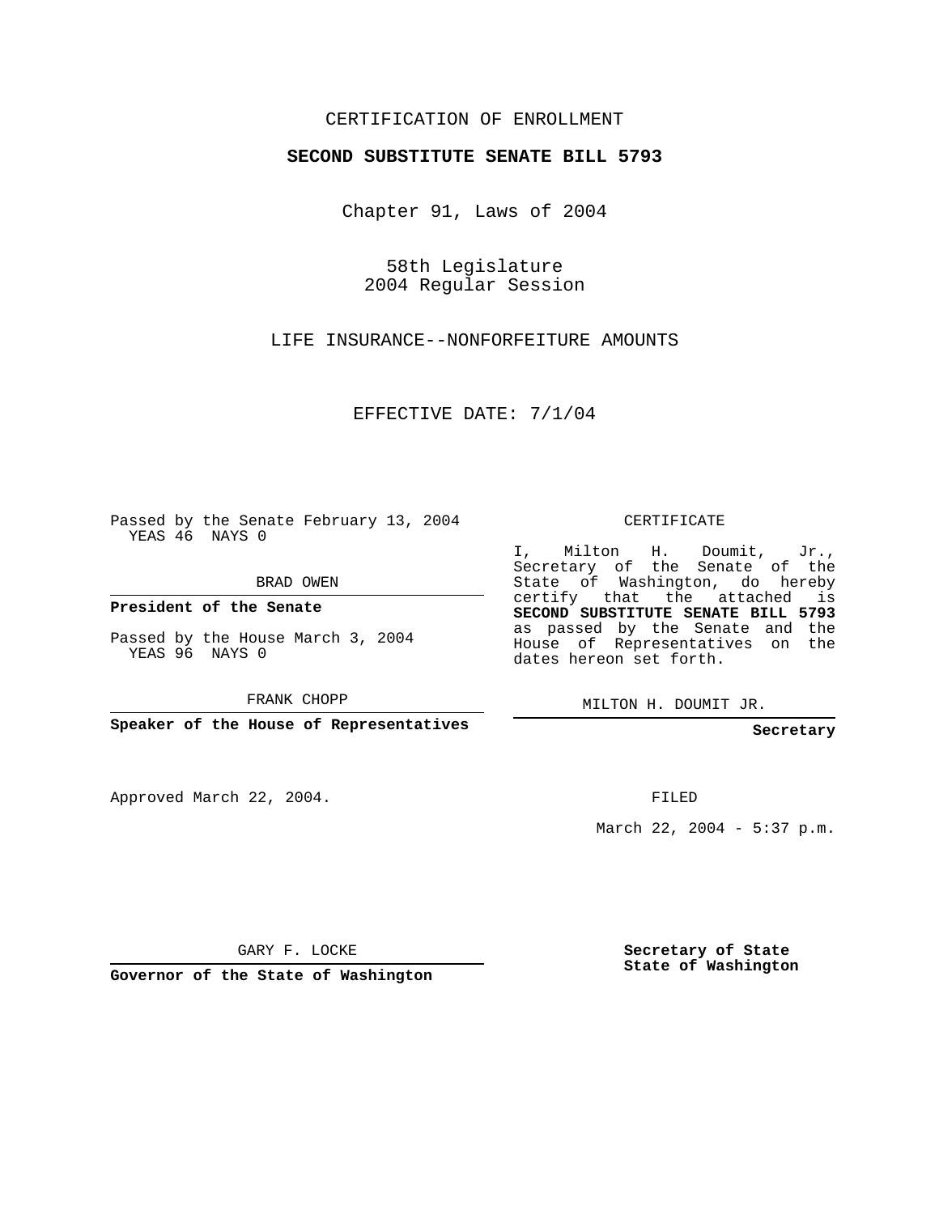CERTIFICATION OF ENROLLMENT

**SECOND SUBSTITUTE SENATE BILL 5793**

Chapter 91, Laws of 2004

58th Legislature
2004 Regular Session

LIFE INSURANCE--NONFORFEITURE AMOUNTS

EFFECTIVE DATE: 7/1/04

Passed by the Senate February 13, 2004
YEAS 46 NAYS 0

BRAD OWEN

**President of the Senate**

Passed by the House March 3, 2004
YEAS 96 NAYS 0

FRANK CHOPP

**Speaker of the House of Representatives**

Approved March 22, 2004.

GARY F. LOCKE

**Governor of the State of Washington**

CERTIFICATE

I, Milton H. Doumit, Jr., Secretary of the Senate of the State of Washington, do hereby certify that the attached is **SECOND SUBSTITUTE SENATE BILL 5793** as passed by the Senate and the House of Representatives on the dates hereon set forth.

MILTON H. DOUMIT JR.

**Secretary**

FILED

March 22, 2004 - 5:37 p.m.

**Secretary of State**
**State of Washington**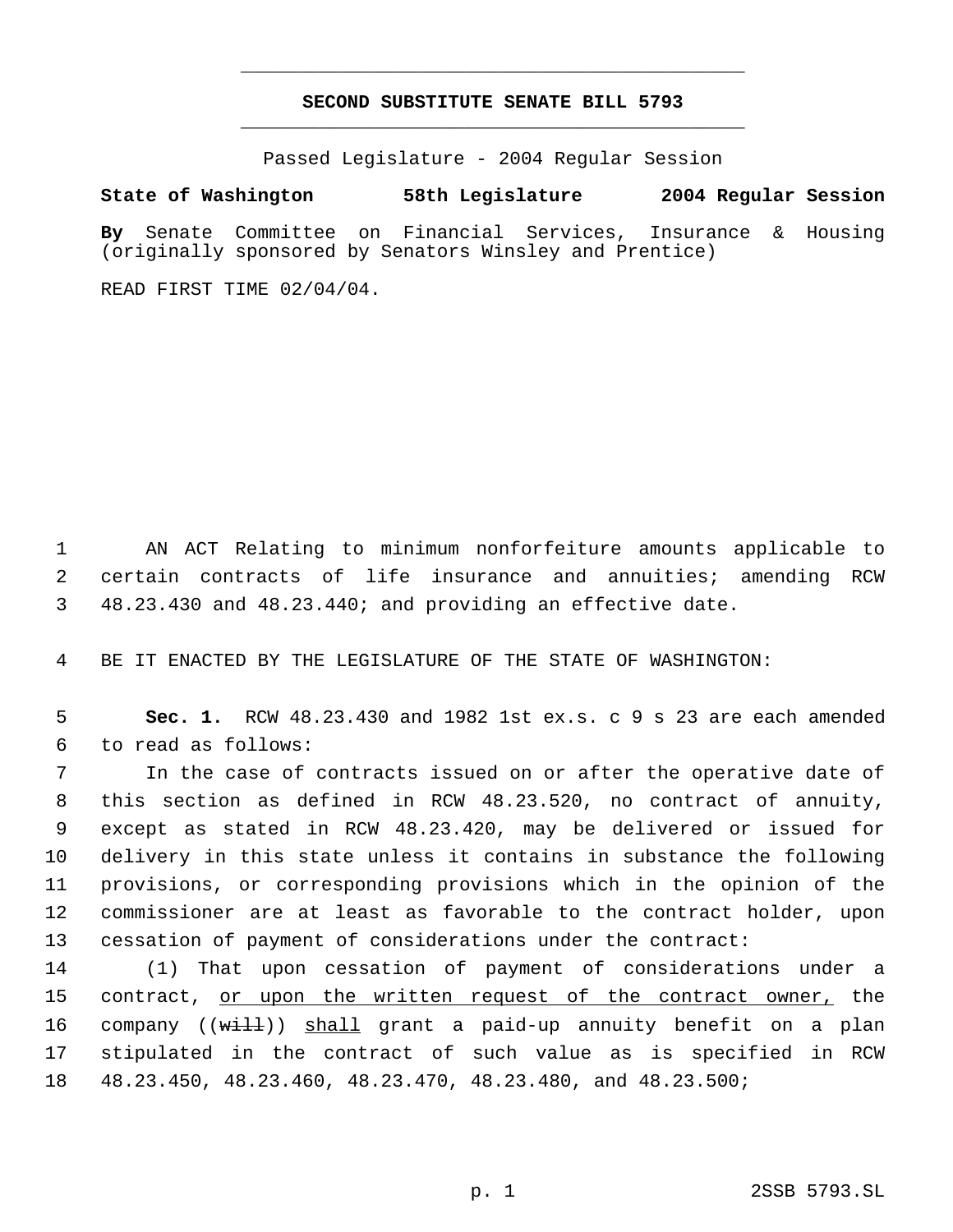# SECOND SUBSTITUTE SENATE BILL 5793

Passed Legislature - 2004 Regular Session

**State of Washington 58th Legislature 2004 Regular Session**

**By** Senate Committee on Financial Services, Insurance & Housing (originally sponsored by Senators Winsley and Prentice)

READ FIRST TIME 02/04/04.

AN ACT Relating to minimum nonforfeiture amounts applicable to certain contracts of life insurance and annuities; amending RCW 48.23.430 and 48.23.440; and providing an effective date.

BE IT ENACTED BY THE LEGISLATURE OF THE STATE OF WASHINGTON:

**Sec. 1.** RCW 48.23.430 and 1982 1st ex.s. c 9 s 23 are each amended to read as follows:

In the case of contracts issued on or after the operative date of this section as defined in RCW 48.23.520, no contract of annuity, except as stated in RCW 48.23.420, may be delivered or issued for delivery in this state unless it contains in substance the following provisions, or corresponding provisions which in the opinion of the commissioner are at least as favorable to the contract holder, upon cessation of payment of considerations under the contract:

(1) That upon cessation of payment of considerations under a contract, <u>or upon the written request of the contract owner,</u> the company ((~~will~~)) <u>shall</u> grant a paid-up annuity benefit on a plan stipulated in the contract of such value as is specified in RCW 48.23.450, 48.23.460, 48.23.470, 48.23.480, and 48.23.500;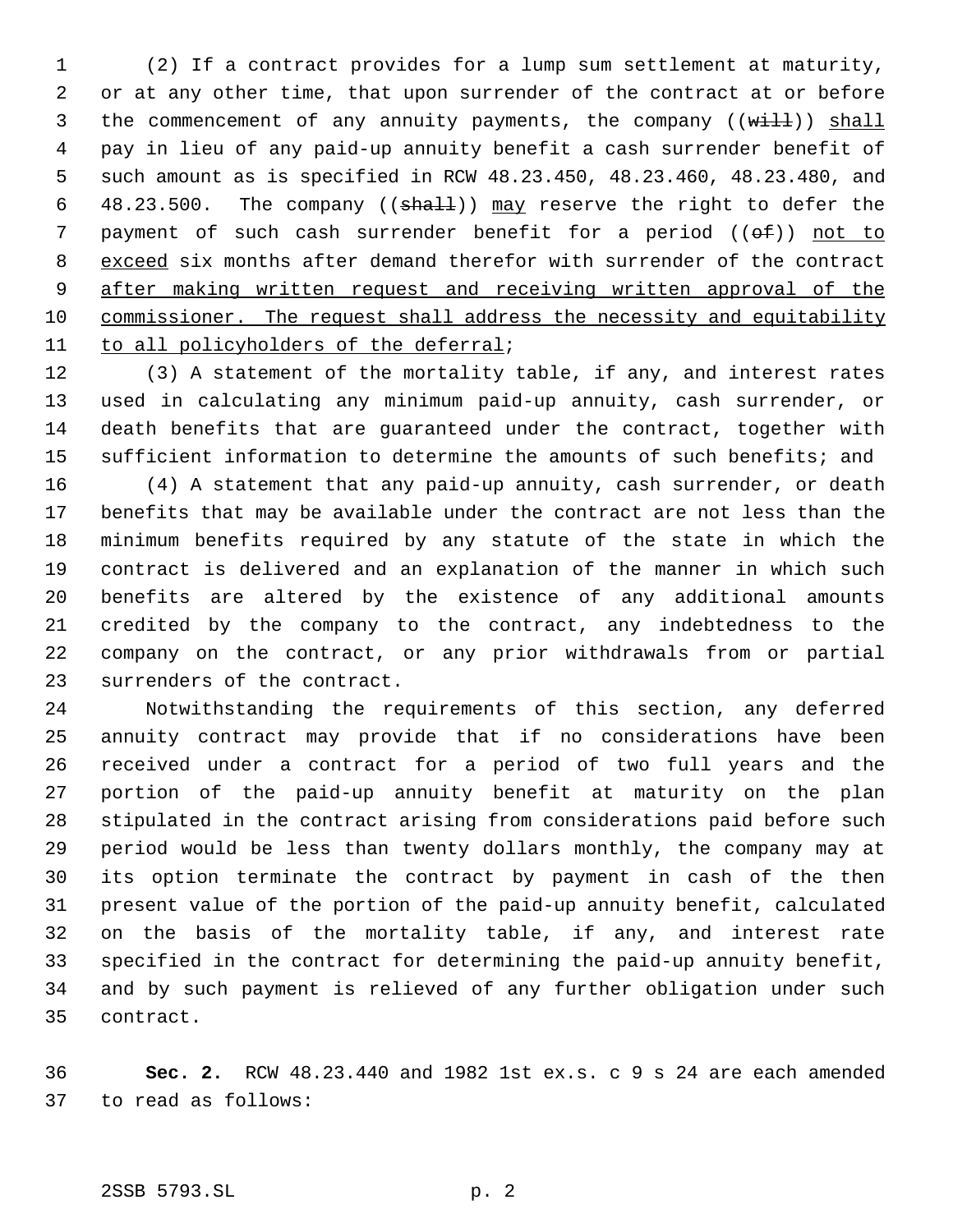(2) If a contract provides for a lump sum settlement at maturity, or at any other time, that upon surrender of the contract at or before the commencement of any annuity payments, the company ((~~will~~)) <u>shall</u> pay in lieu of any paid-up annuity benefit a cash surrender benefit of such amount as is specified in RCW 48.23.450, 48.23.460, 48.23.480, and 48.23.500. The company ((~~shall~~)) <u>may</u> reserve the right to defer the payment of such cash surrender benefit for a period ((~~of~~)) <u>not to exceed</u> six months after demand therefor with surrender of the contract <u>after making written request and receiving written approval of the commissioner. The request shall address the necessity and equitability to all policyholders of the deferral</u>;

(3) A statement of the mortality table, if any, and interest rates used in calculating any minimum paid-up annuity, cash surrender, or death benefits that are guaranteed under the contract, together with sufficient information to determine the amounts of such benefits; and

(4) A statement that any paid-up annuity, cash surrender, or death benefits that may be available under the contract are not less than the minimum benefits required by any statute of the state in which the contract is delivered and an explanation of the manner in which such benefits are altered by the existence of any additional amounts credited by the company to the contract, any indebtedness to the company on the contract, or any prior withdrawals from or partial surrenders of the contract.

Notwithstanding the requirements of this section, any deferred annuity contract may provide that if no considerations have been received under a contract for a period of two full years and the portion of the paid-up annuity benefit at maturity on the plan stipulated in the contract arising from considerations paid before such period would be less than twenty dollars monthly, the company may at its option terminate the contract by payment in cash of the then present value of the portion of the paid-up annuity benefit, calculated on the basis of the mortality table, if any, and interest rate specified in the contract for determining the paid-up annuity benefit, and by such payment is relieved of any further obligation under such contract.

**Sec. 2.** RCW 48.23.440 and 1982 1st ex.s. c 9 s 24 are each amended to read as follows: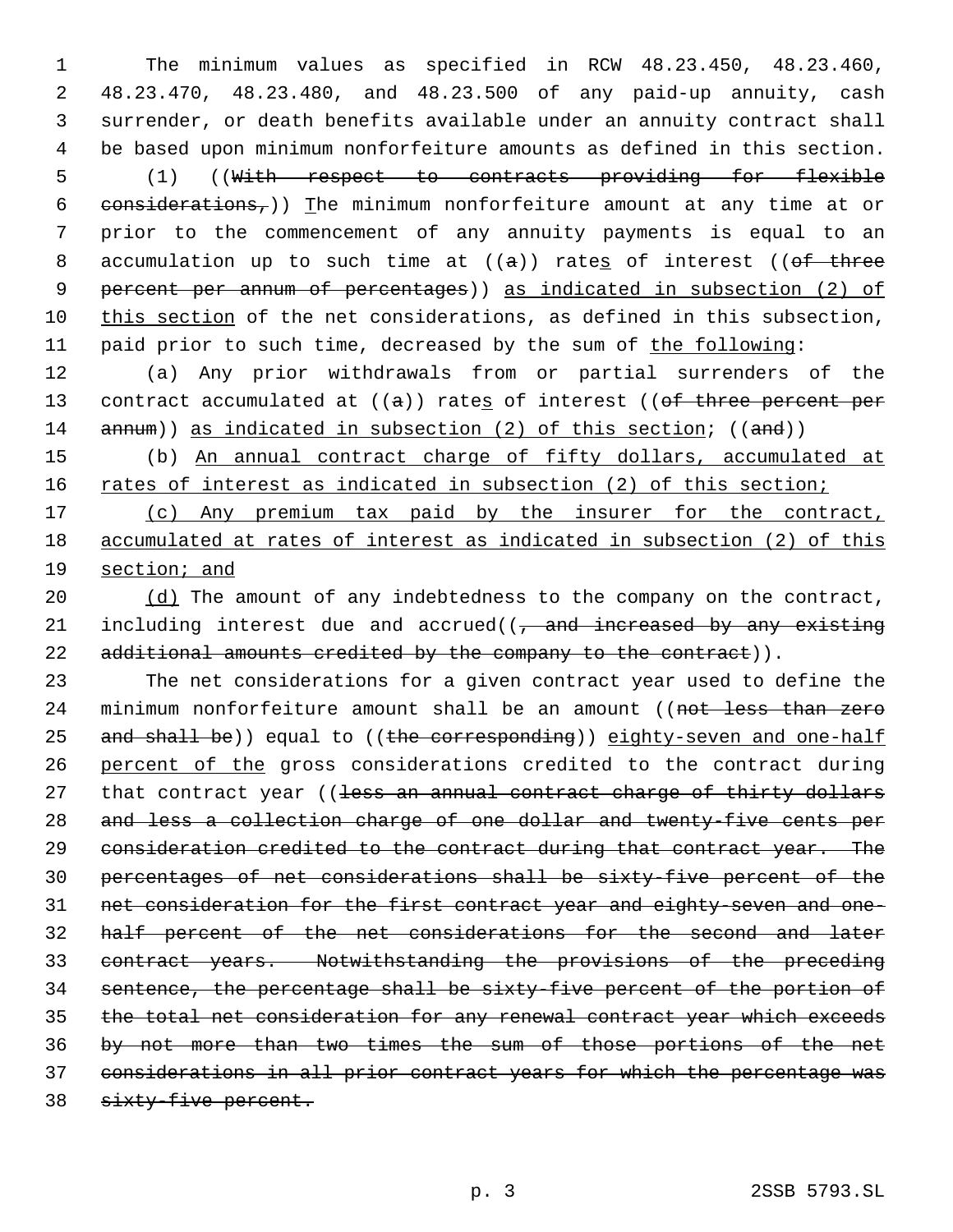The minimum values as specified in RCW 48.23.450, 48.23.460, 48.23.470, 48.23.480, and 48.23.500 of any paid-up annuity, cash surrender, or death benefits available under an annuity contract shall be based upon minimum nonforfeiture amounts as defined in this section.

(1) ((~~With respect to contracts providing for flexible considerations,~~)) The minimum nonforfeiture amount at any time at or prior to the commencement of any annuity payments is equal to an accumulation up to such time at ((~~a~~)) rates of interest ((~~of three percent per annum of percentages~~)) as indicated in subsection (2) of this section of the net considerations, as defined in this subsection, paid prior to such time, decreased by the sum of the following:

(a) Any prior withdrawals from or partial surrenders of the contract accumulated at ((~~a~~)) rates of interest ((~~of three percent per annum~~)) as indicated in subsection (2) of this section; ((~~and~~))

(b) An annual contract charge of fifty dollars, accumulated at rates of interest as indicated in subsection (2) of this section;

(c) Any premium tax paid by the insurer for the contract, accumulated at rates of interest as indicated in subsection (2) of this section; and

(d) The amount of any indebtedness to the company on the contract, including interest due and accrued((~~, and increased by any existing additional amounts credited by the company to the contract~~)).

The net considerations for a given contract year used to define the minimum nonforfeiture amount shall be an amount ((~~not less than zero and shall be~~)) equal to ((~~the corresponding~~)) eighty-seven and one-half percent of the gross considerations credited to the contract during that contract year ((~~less an annual contract charge of thirty dollars and less a collection charge of one dollar and twenty-five cents per consideration credited to the contract during that contract year. The percentages of net considerations shall be sixty-five percent of the net consideration for the first contract year and eighty-seven and one-half percent of the net considerations for the second and later contract years. Notwithstanding the provisions of the preceding sentence, the percentage shall be sixty-five percent of the portion of the total net consideration for any renewal contract year which exceeds by not more than two times the sum of those portions of the net considerations in all prior contract years for which the percentage was sixty-five percent.~~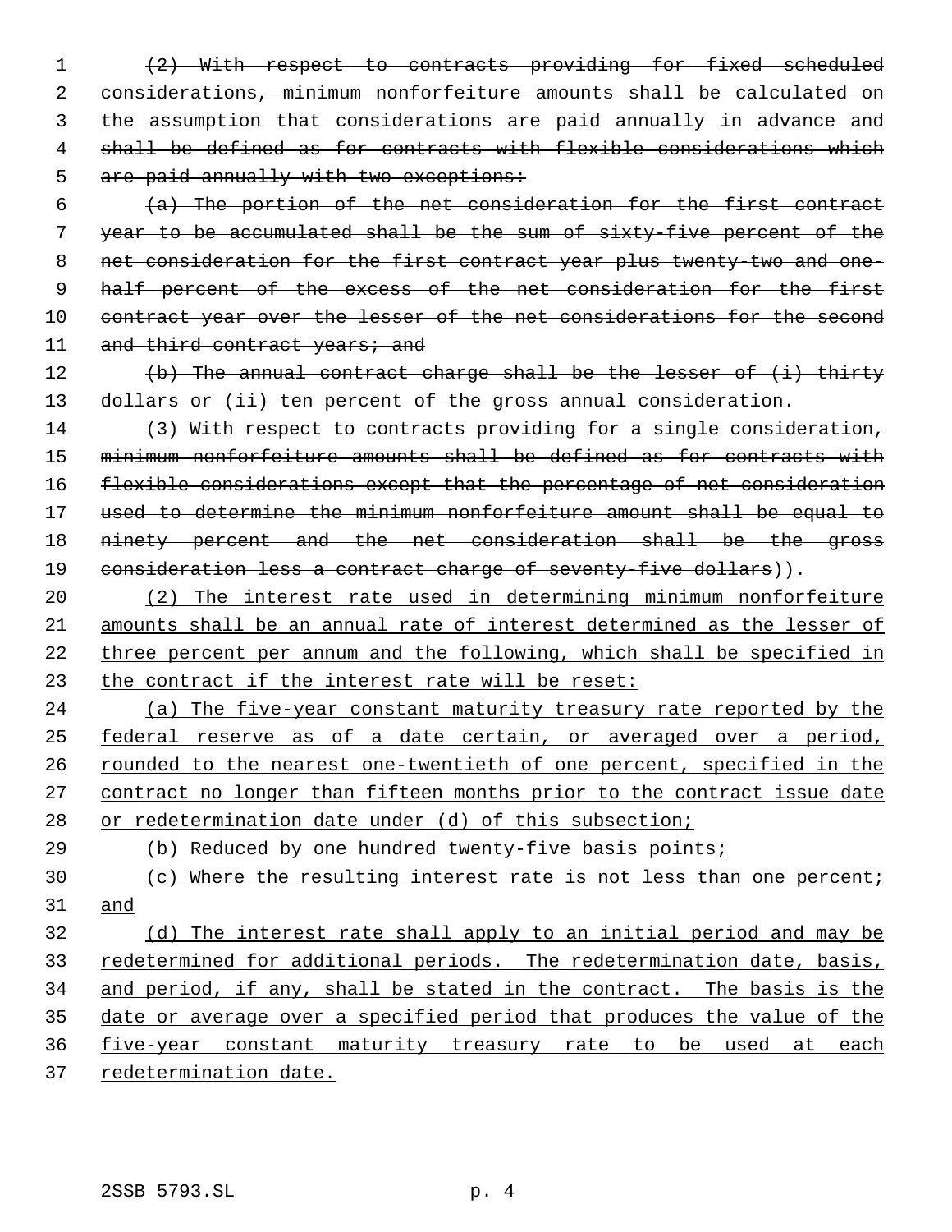~~(2) With respect to contracts providing for fixed scheduled considerations, minimum nonforfeiture amounts shall be calculated on the assumption that considerations are paid annually in advance and shall be defined as for contracts with flexible considerations which are paid annually with two exceptions:~~

~~(a) The portion of the net consideration for the first contract year to be accumulated shall be the sum of sixty-five percent of the net consideration for the first contract year plus twenty-two and one-half percent of the excess of the net consideration for the first contract year over the lesser of the net considerations for the second and third contract years; and~~

~~(b) The annual contract charge shall be the lesser of (i) thirty dollars or (ii) ten percent of the gross annual consideration.~~

~~(3) With respect to contracts providing for a single consideration, minimum nonforfeiture amounts shall be defined as for contracts with flexible considerations except that the percentage of net consideration used to determine the minimum nonforfeiture amount shall be equal to ninety percent and the net consideration shall be the gross consideration less a contract charge of seventy-five dollars~~)).

<u>(2) The interest rate used in determining minimum nonforfeiture amounts shall be an annual rate of interest determined as the lesser of three percent per annum and the following, which shall be specified in the contract if the interest rate will be reset:</u>

<u>(a) The five-year constant maturity treasury rate reported by the federal reserve as of a date certain, or averaged over a period, rounded to the nearest one-twentieth of one percent, specified in the contract no longer than fifteen months prior to the contract issue date or redetermination date under (d) of this subsection;</u>

<u>(b) Reduced by one hundred twenty-five basis points;</u>

<u>(c) Where the resulting interest rate is not less than one percent; and</u>

<u>(d) The interest rate shall apply to an initial period and may be redetermined for additional periods. The redetermination date, basis, and period, if any, shall be stated in the contract. The basis is the date or average over a specified period that produces the value of the five-year constant maturity treasury rate to be used at each redetermination date.</u>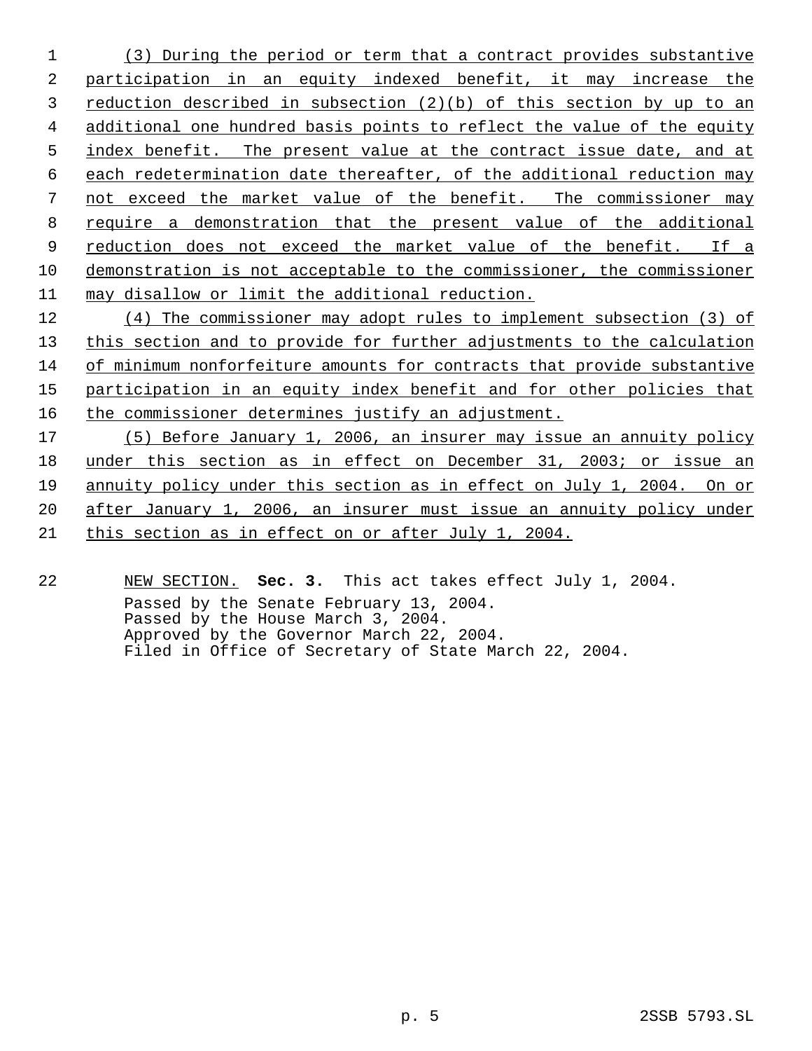(3) During the period or term that a contract provides substantive participation in an equity indexed benefit, it may increase the reduction described in subsection (2)(b) of this section by up to an additional one hundred basis points to reflect the value of the equity index benefit. The present value at the contract issue date, and at each redetermination date thereafter, of the additional reduction may not exceed the market value of the benefit. The commissioner may require a demonstration that the present value of the additional reduction does not exceed the market value of the benefit. If a demonstration is not acceptable to the commissioner, the commissioner may disallow or limit the additional reduction.

(4) The commissioner may adopt rules to implement subsection (3) of this section and to provide for further adjustments to the calculation of minimum nonforfeiture amounts for contracts that provide substantive participation in an equity index benefit and for other policies that the commissioner determines justify an adjustment.

(5) Before January 1, 2006, an insurer may issue an annuity policy under this section as in effect on December 31, 2003; or issue an annuity policy under this section as in effect on July 1, 2004. On or after January 1, 2006, an insurer must issue an annuity policy under this section as in effect on or after July 1, 2004.

NEW SECTION. **Sec. 3.** This act takes effect July 1, 2004.

Passed by the Senate February 13, 2004.
Passed by the House March 3, 2004.
Approved by the Governor March 22, 2004.
Filed in Office of Secretary of State March 22, 2004.